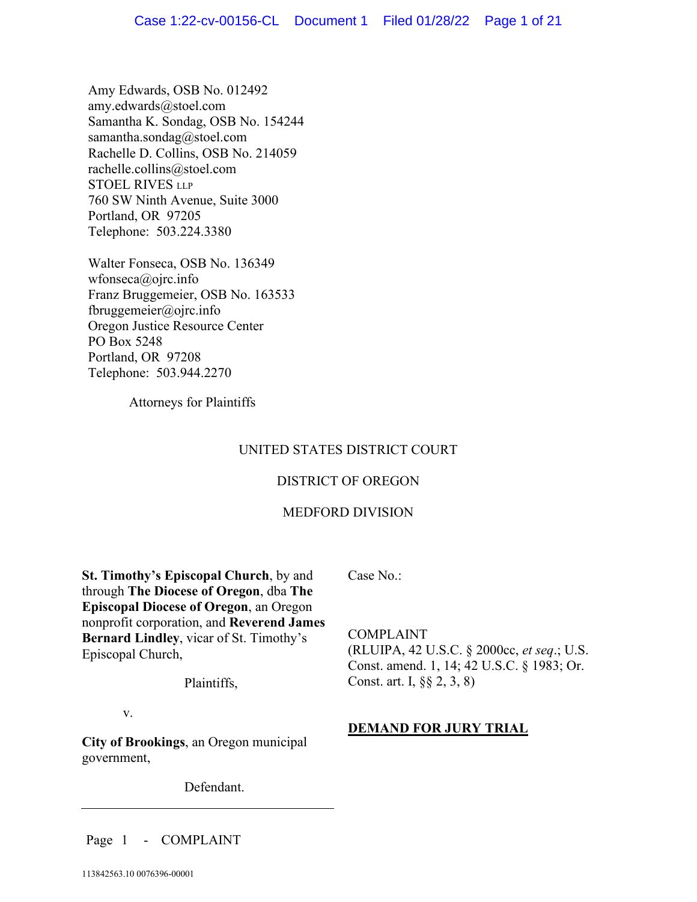Amy Edwards, OSB No. 012492
amy.edwards@stoel.com
Samantha K. Sondag, OSB No. 154244
samantha.sondag@stoel.com
Rachelle D. Collins, OSB No. 214059
rachelle.collins@stoel.com
STOEL RIVES LLP
760 SW Ninth Avenue, Suite 3000
Portland, OR 97205
Telephone: 503.224.3380

Walter Fonseca, OSB No. 136349
wfonseca@ojrc.info
Franz Bruggemeier, OSB No. 163533
fbruggemeier@ojrc.info
Oregon Justice Resource Center
PO Box 5248
Portland, OR 97208
Telephone: 503.944.2270

Attorneys for Plaintiffs

UNITED STATES DISTRICT COURT

DISTRICT OF OREGON

MEDFORD DIVISION

**St. Timothy's Episcopal Church**, by and through **The Diocese of Oregon**, dba **The Episcopal Diocese of Oregon**, an Oregon nonprofit corporation, and **Reverend James Bernard Lindley**, vicar of St. Timothy's Episcopal Church,

Plaintiffs,

v.

**City of Brookings**, an Oregon municipal government,

Defendant.

Case No.:

COMPLAINT
(RLUIPA, 42 U.S.C. § 2000cc, *et seq*.; U.S. Const. amend. 1, 14; 42 U.S.C. § 1983; Or. Const. art. I, §§ 2, 3, 8)

**DEMAND FOR JURY TRIAL**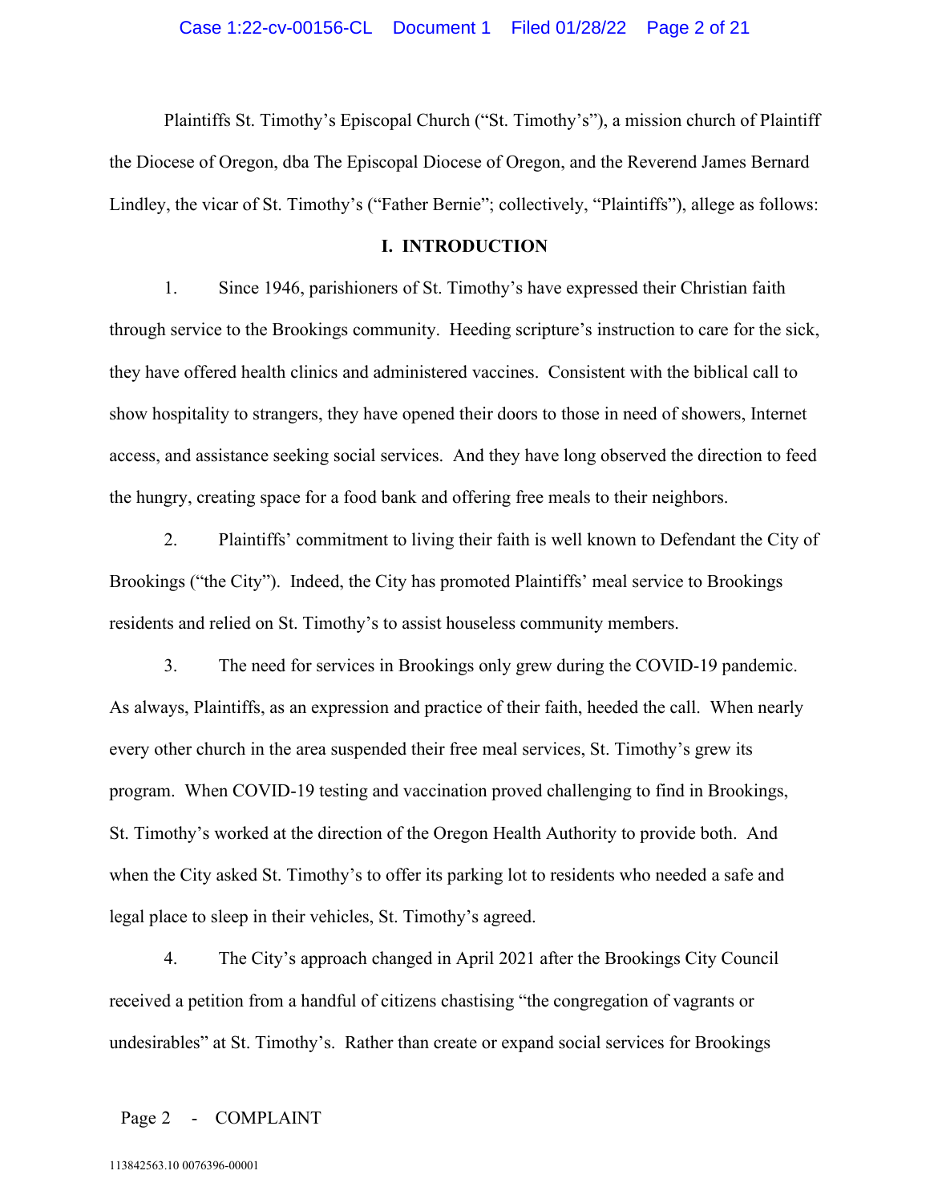Plaintiffs St. Timothy's Episcopal Church ("St. Timothy's"), a mission church of Plaintiff the Diocese of Oregon, dba The Episcopal Diocese of Oregon, and the Reverend James Bernard Lindley, the vicar of St. Timothy's ("Father Bernie"; collectively, "Plaintiffs"), allege as follows:

## I. INTRODUCTION

1. Since 1946, parishioners of St. Timothy's have expressed their Christian faith through service to the Brookings community. Heeding scripture's instruction to care for the sick, they have offered health clinics and administered vaccines. Consistent with the biblical call to show hospitality to strangers, they have opened their doors to those in need of showers, Internet access, and assistance seeking social services. And they have long observed the direction to feed the hungry, creating space for a food bank and offering free meals to their neighbors.

2. Plaintiffs' commitment to living their faith is well known to Defendant the City of Brookings ("the City"). Indeed, the City has promoted Plaintiffs' meal service to Brookings residents and relied on St. Timothy's to assist houseless community members.

3. The need for services in Brookings only grew during the COVID-19 pandemic. As always, Plaintiffs, as an expression and practice of their faith, heeded the call. When nearly every other church in the area suspended their free meal services, St. Timothy's grew its program. When COVID-19 testing and vaccination proved challenging to find in Brookings, St. Timothy's worked at the direction of the Oregon Health Authority to provide both. And when the City asked St. Timothy's to offer its parking lot to residents who needed a safe and legal place to sleep in their vehicles, St. Timothy's agreed.

4. The City's approach changed in April 2021 after the Brookings City Council received a petition from a handful of citizens chastising "the congregation of vagrants or undesirables" at St. Timothy's. Rather than create or expand social services for Brookings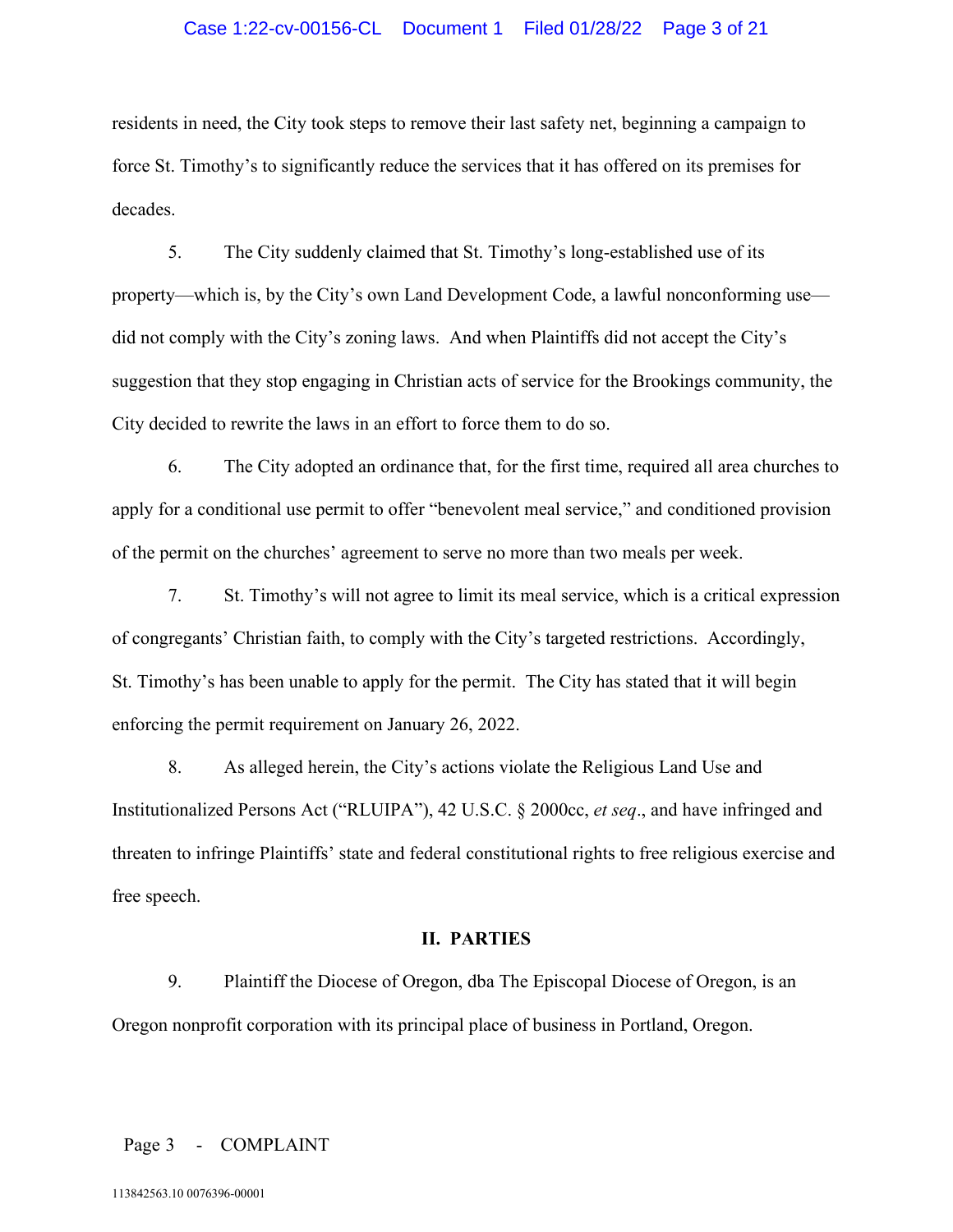residents in need, the City took steps to remove their last safety net, beginning a campaign to force St. Timothy's to significantly reduce the services that it has offered on its premises for decades.

5. The City suddenly claimed that St. Timothy's long-established use of its property—which is, by the City's own Land Development Code, a lawful nonconforming use—did not comply with the City's zoning laws. And when Plaintiffs did not accept the City's suggestion that they stop engaging in Christian acts of service for the Brookings community, the City decided to rewrite the laws in an effort to force them to do so.

6. The City adopted an ordinance that, for the first time, required all area churches to apply for a conditional use permit to offer "benevolent meal service," and conditioned provision of the permit on the churches' agreement to serve no more than two meals per week.

7. St. Timothy's will not agree to limit its meal service, which is a critical expression of congregants' Christian faith, to comply with the City's targeted restrictions. Accordingly, St. Timothy's has been unable to apply for the permit. The City has stated that it will begin enforcing the permit requirement on January 26, 2022.

8. As alleged herein, the City's actions violate the Religious Land Use and Institutionalized Persons Act ("RLUIPA"), 42 U.S.C. § 2000cc, *et seq*., and have infringed and threaten to infringe Plaintiffs' state and federal constitutional rights to free religious exercise and free speech.

## II. PARTIES

9. Plaintiff the Diocese of Oregon, dba The Episcopal Diocese of Oregon, is an Oregon nonprofit corporation with its principal place of business in Portland, Oregon.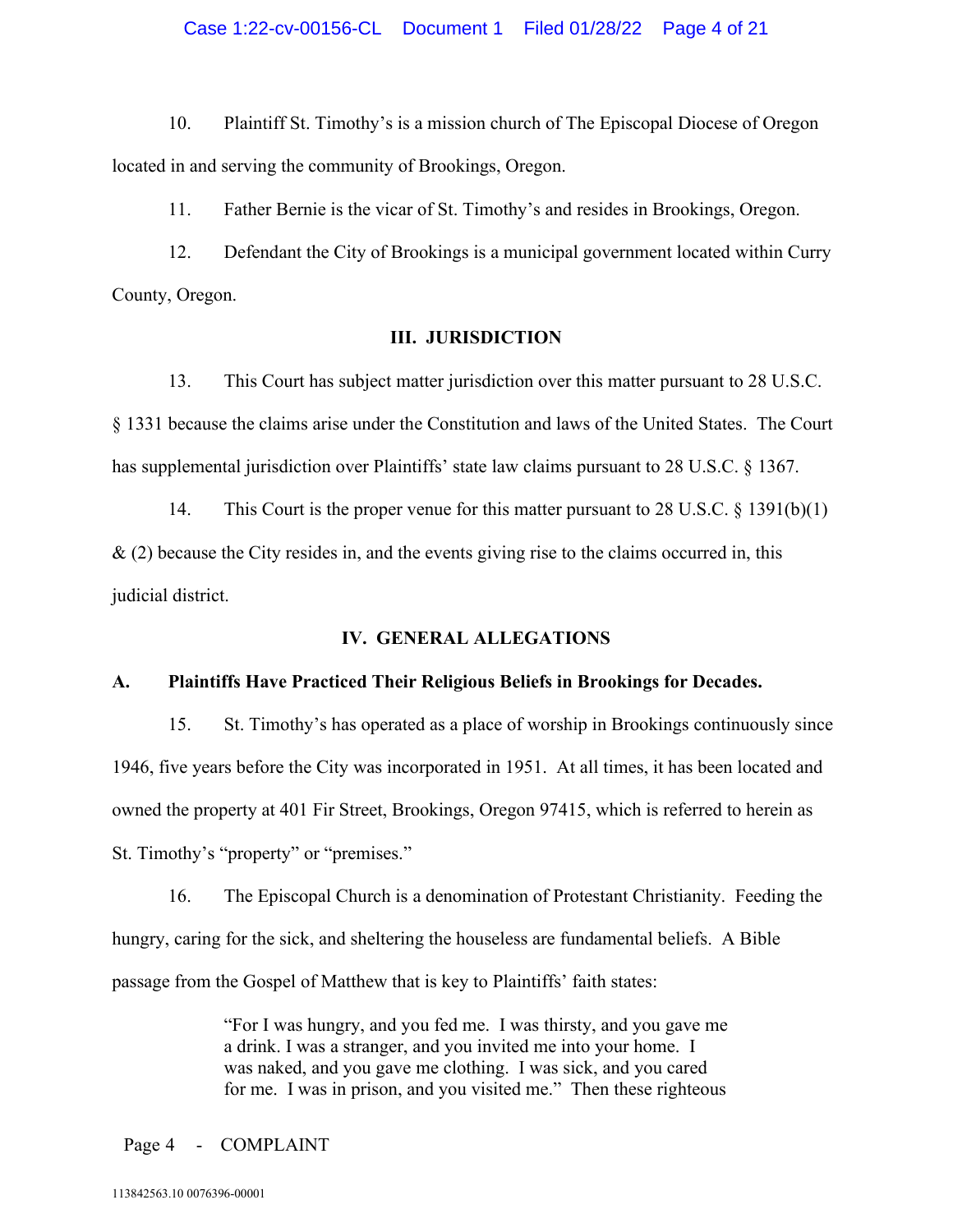10. Plaintiff St. Timothy's is a mission church of The Episcopal Diocese of Oregon located in and serving the community of Brookings, Oregon.

11. Father Bernie is the vicar of St. Timothy's and resides in Brookings, Oregon.

12. Defendant the City of Brookings is a municipal government located within Curry County, Oregon.

## III. JURISDICTION

13. This Court has subject matter jurisdiction over this matter pursuant to 28 U.S.C. § 1331 because the claims arise under the Constitution and laws of the United States. The Court has supplemental jurisdiction over Plaintiffs' state law claims pursuant to 28 U.S.C. § 1367.

14. This Court is the proper venue for this matter pursuant to 28 U.S.C. § 1391(b)(1) & (2) because the City resides in, and the events giving rise to the claims occurred in, this judicial district.

## IV. GENERAL ALLEGATIONS

### A. Plaintiffs Have Practiced Their Religious Beliefs in Brookings for Decades.

15. St. Timothy's has operated as a place of worship in Brookings continuously since 1946, five years before the City was incorporated in 1951. At all times, it has been located and owned the property at 401 Fir Street, Brookings, Oregon 97415, which is referred to herein as St. Timothy's "property" or "premises."

16. The Episcopal Church is a denomination of Protestant Christianity. Feeding the hungry, caring for the sick, and sheltering the houseless are fundamental beliefs. A Bible passage from the Gospel of Matthew that is key to Plaintiffs' faith states:

> "For I was hungry, and you fed me. I was thirsty, and you gave me a drink. I was a stranger, and you invited me into your home. I was naked, and you gave me clothing. I was sick, and you cared for me. I was in prison, and you visited me." Then these righteous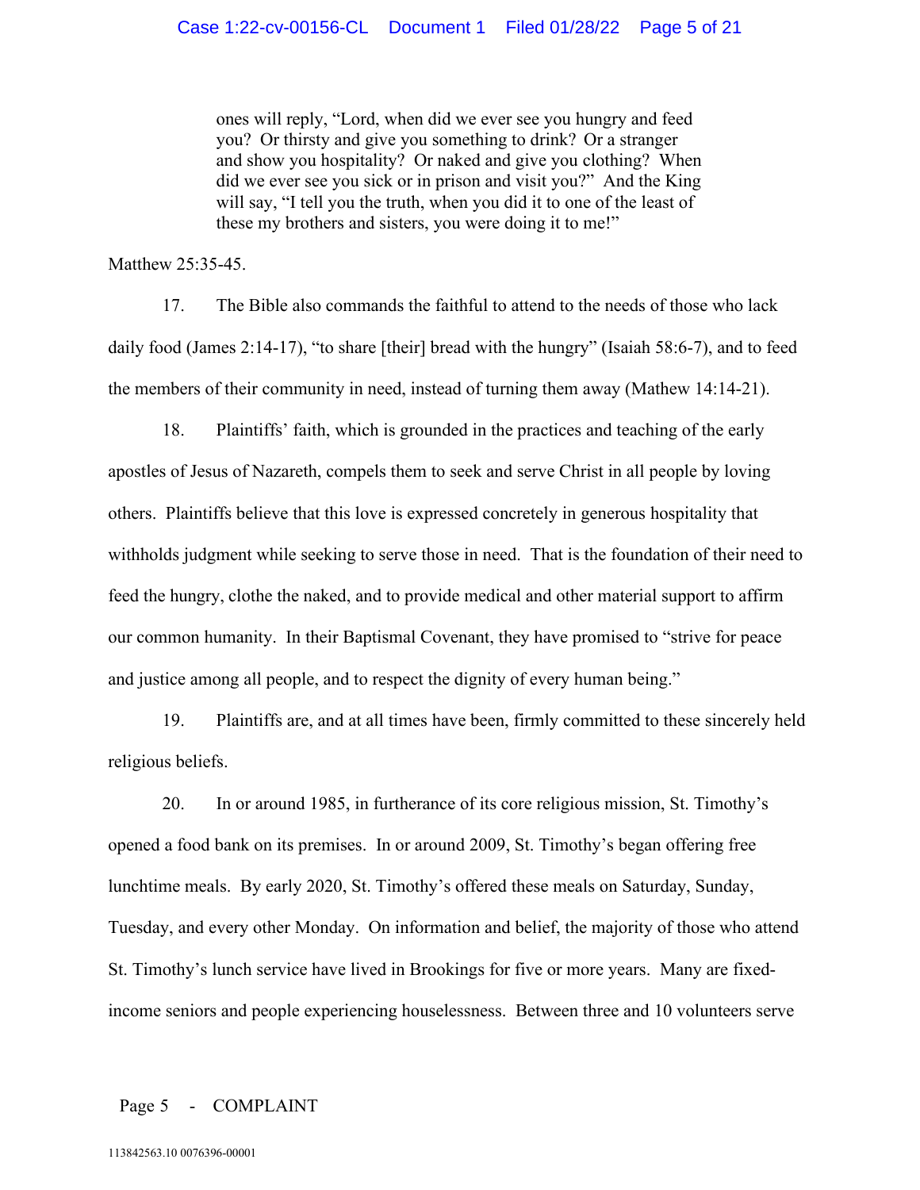> ones will reply, "Lord, when did we ever see you hungry and feed you? Or thirsty and give you something to drink? Or a stranger and show you hospitality? Or naked and give you clothing? When did we ever see you sick or in prison and visit you?" And the King will say, "I tell you the truth, when you did it to one of the least of these my brothers and sisters, you were doing it to me!"

Matthew 25:35-45.

17. The Bible also commands the faithful to attend to the needs of those who lack daily food (James 2:14-17), "to share [their] bread with the hungry" (Isaiah 58:6-7), and to feed the members of their community in need, instead of turning them away (Mathew 14:14-21).

18. Plaintiffs' faith, which is grounded in the practices and teaching of the early apostles of Jesus of Nazareth, compels them to seek and serve Christ in all people by loving others. Plaintiffs believe that this love is expressed concretely in generous hospitality that withholds judgment while seeking to serve those in need. That is the foundation of their need to feed the hungry, clothe the naked, and to provide medical and other material support to affirm our common humanity. In their Baptismal Covenant, they have promised to "strive for peace and justice among all people, and to respect the dignity of every human being."

19. Plaintiffs are, and at all times have been, firmly committed to these sincerely held religious beliefs.

20. In or around 1985, in furtherance of its core religious mission, St. Timothy's opened a food bank on its premises. In or around 2009, St. Timothy's began offering free lunchtime meals. By early 2020, St. Timothy's offered these meals on Saturday, Sunday, Tuesday, and every other Monday. On information and belief, the majority of those who attend St. Timothy's lunch service have lived in Brookings for five or more years. Many are fixed-income seniors and people experiencing houselessness. Between three and 10 volunteers serve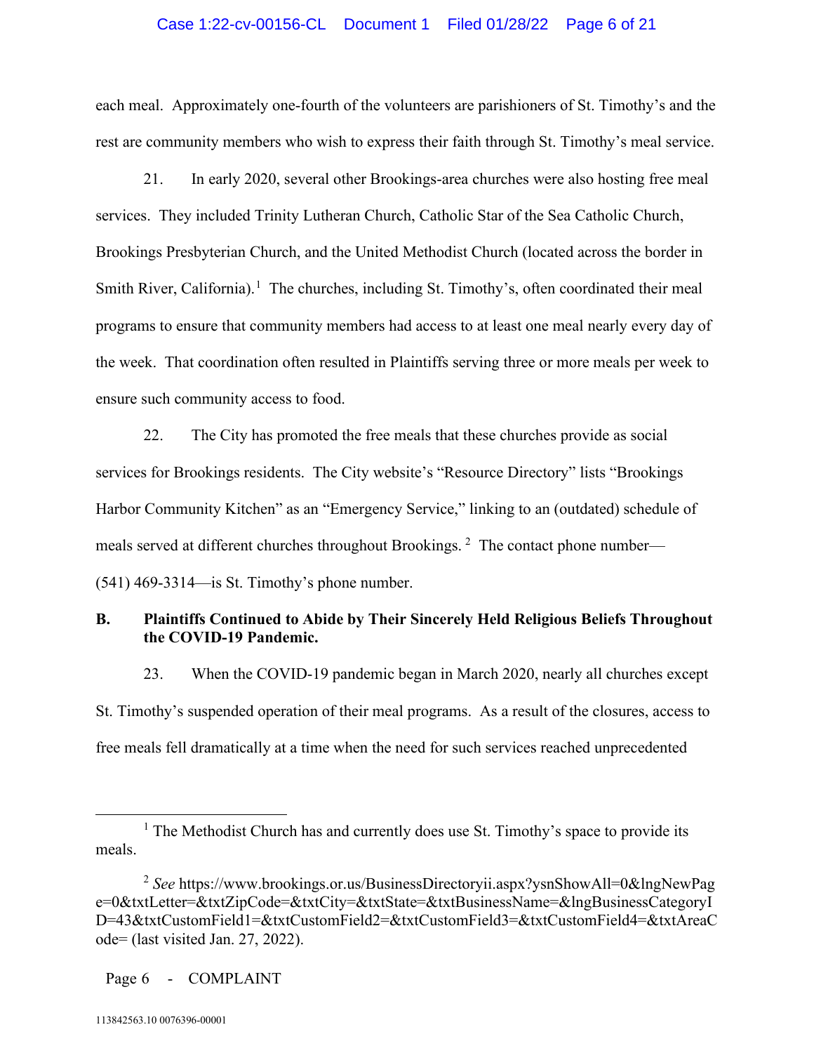each meal. Approximately one-fourth of the volunteers are parishioners of St. Timothy's and the rest are community members who wish to express their faith through St. Timothy's meal service.

21. In early 2020, several other Brookings-area churches were also hosting free meal services. They included Trinity Lutheran Church, Catholic Star of the Sea Catholic Church, Brookings Presbyterian Church, and the United Methodist Church (located across the border in Smith River, California).[1] The churches, including St. Timothy's, often coordinated their meal programs to ensure that community members had access to at least one meal nearly every day of the week. That coordination often resulted in Plaintiffs serving three or more meals per week to ensure such community access to food.

22. The City has promoted the free meals that these churches provide as social services for Brookings residents. The City website's "Resource Directory" lists "Brookings Harbor Community Kitchen" as an "Emergency Service," linking to an (outdated) schedule of meals served at different churches throughout Brookings.[2] The contact phone number—(541) 469-3314—is St. Timothy's phone number.

## B. Plaintiffs Continued to Abide by Their Sincerely Held Religious Beliefs Throughout the COVID-19 Pandemic.

23. When the COVID-19 pandemic began in March 2020, nearly all churches except St. Timothy's suspended operation of their meal programs. As a result of the closures, access to free meals fell dramatically at a time when the need for such services reached unprecedented

---

[1] The Methodist Church has and currently does use St. Timothy's space to provide its meals.

[2] *See* https://www.brookings.or.us/BusinessDirectoryii.aspx?ysnShowAll=0&lngNewPage=0&txtLetter=&txtZipCode=&txtCity=&txtState=&txtBusinessName=&lngBusinessCategoryID=43&txtCustomField1=&txtCustomField2=&txtCustomField3=&txtCustomField4=&txtAreaCode= (last visited Jan. 27, 2022).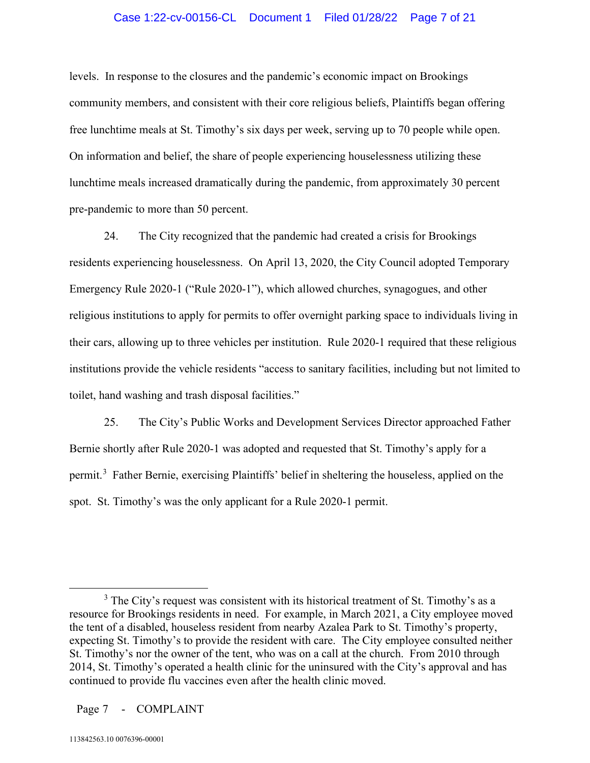levels. In response to the closures and the pandemic's economic impact on Brookings community members, and consistent with their core religious beliefs, Plaintiffs began offering free lunchtime meals at St. Timothy's six days per week, serving up to 70 people while open. On information and belief, the share of people experiencing houselessness utilizing these lunchtime meals increased dramatically during the pandemic, from approximately 30 percent pre-pandemic to more than 50 percent.

24. The City recognized that the pandemic had created a crisis for Brookings residents experiencing houselessness. On April 13, 2020, the City Council adopted Temporary Emergency Rule 2020-1 ("Rule 2020-1"), which allowed churches, synagogues, and other religious institutions to apply for permits to offer overnight parking space to individuals living in their cars, allowing up to three vehicles per institution. Rule 2020-1 required that these religious institutions provide the vehicle residents "access to sanitary facilities, including but not limited to toilet, hand washing and trash disposal facilities."

25. The City's Public Works and Development Services Director approached Father Bernie shortly after Rule 2020-1 was adopted and requested that St. Timothy's apply for a permit.[3] Father Bernie, exercising Plaintiffs' belief in sheltering the houseless, applied on the spot. St. Timothy's was the only applicant for a Rule 2020-1 permit.

[3] The City's request was consistent with its historical treatment of St. Timothy's as a resource for Brookings residents in need. For example, in March 2021, a City employee moved the tent of a disabled, houseless resident from nearby Azalea Park to St. Timothy's property, expecting St. Timothy's to provide the resident with care. The City employee consulted neither St. Timothy's nor the owner of the tent, who was on a call at the church. From 2010 through 2014, St. Timothy's operated a health clinic for the uninsured with the City's approval and has continued to provide flu vaccines even after the health clinic moved.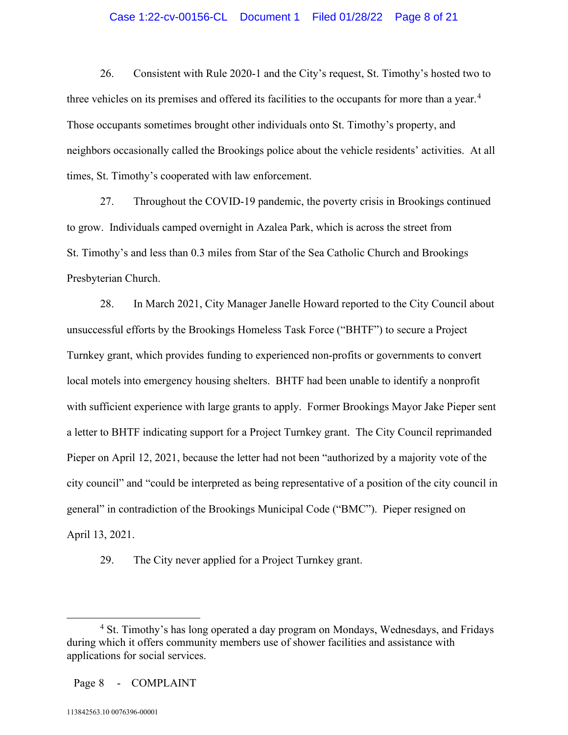26. Consistent with Rule 2020-1 and the City's request, St. Timothy's hosted two to three vehicles on its premises and offered its facilities to the occupants for more than a year.[4] Those occupants sometimes brought other individuals onto St. Timothy's property, and neighbors occasionally called the Brookings police about the vehicle residents' activities. At all times, St. Timothy's cooperated with law enforcement.

27. Throughout the COVID-19 pandemic, the poverty crisis in Brookings continued to grow. Individuals camped overnight in Azalea Park, which is across the street from St. Timothy's and less than 0.3 miles from Star of the Sea Catholic Church and Brookings Presbyterian Church.

28. In March 2021, City Manager Janelle Howard reported to the City Council about unsuccessful efforts by the Brookings Homeless Task Force ("BHTF") to secure a Project Turnkey grant, which provides funding to experienced non-profits or governments to convert local motels into emergency housing shelters. BHTF had been unable to identify a nonprofit with sufficient experience with large grants to apply. Former Brookings Mayor Jake Pieper sent a letter to BHTF indicating support for a Project Turnkey grant. The City Council reprimanded Pieper on April 12, 2021, because the letter had not been "authorized by a majority vote of the city council" and "could be interpreted as being representative of a position of the city council in general" in contradiction of the Brookings Municipal Code ("BMC"). Pieper resigned on April 13, 2021.

29. The City never applied for a Project Turnkey grant.

---

[4] St. Timothy's has long operated a day program on Mondays, Wednesdays, and Fridays during which it offers community members use of shower facilities and assistance with applications for social services.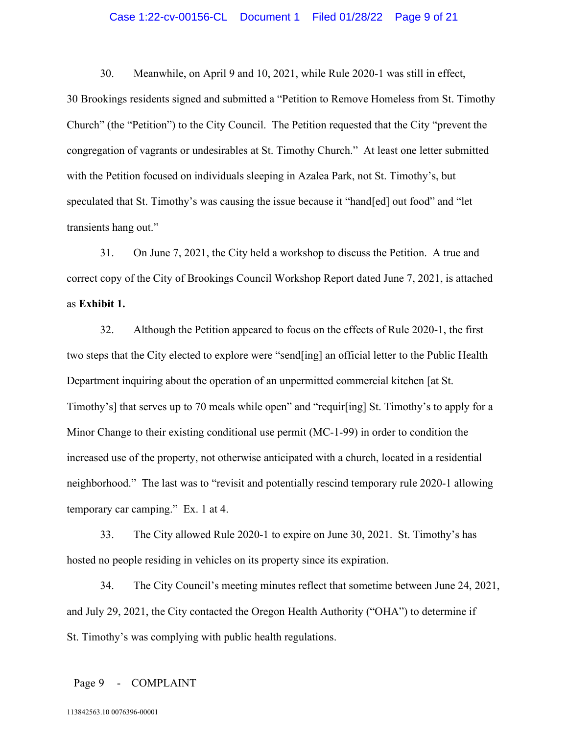30. Meanwhile, on April 9 and 10, 2021, while Rule 2020-1 was still in effect, 30 Brookings residents signed and submitted a "Petition to Remove Homeless from St. Timothy Church" (the "Petition") to the City Council. The Petition requested that the City "prevent the congregation of vagrants or undesirables at St. Timothy Church." At least one letter submitted with the Petition focused on individuals sleeping in Azalea Park, not St. Timothy's, but speculated that St. Timothy's was causing the issue because it "hand[ed] out food" and "let transients hang out."

31. On June 7, 2021, the City held a workshop to discuss the Petition. A true and correct copy of the City of Brookings Council Workshop Report dated June 7, 2021, is attached as **Exhibit 1.**

32. Although the Petition appeared to focus on the effects of Rule 2020-1, the first two steps that the City elected to explore were "send[ing] an official letter to the Public Health Department inquiring about the operation of an unpermitted commercial kitchen [at St. Timothy's] that serves up to 70 meals while open" and "requir[ing] St. Timothy's to apply for a Minor Change to their existing conditional use permit (MC-1-99) in order to condition the increased use of the property, not otherwise anticipated with a church, located in a residential neighborhood." The last was to "revisit and potentially rescind temporary rule 2020-1 allowing temporary car camping." Ex. 1 at 4.

33. The City allowed Rule 2020-1 to expire on June 30, 2021. St. Timothy's has hosted no people residing in vehicles on its property since its expiration.

34. The City Council's meeting minutes reflect that sometime between June 24, 2021, and July 29, 2021, the City contacted the Oregon Health Authority ("OHA") to determine if St. Timothy's was complying with public health regulations.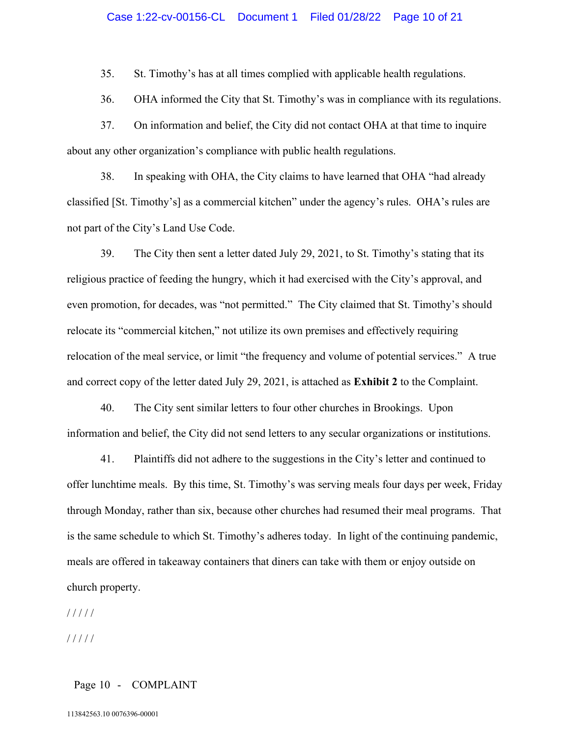35. St. Timothy's has at all times complied with applicable health regulations.

36. OHA informed the City that St. Timothy's was in compliance with its regulations.

37. On information and belief, the City did not contact OHA at that time to inquire about any other organization's compliance with public health regulations.

38. In speaking with OHA, the City claims to have learned that OHA "had already classified [St. Timothy's] as a commercial kitchen" under the agency's rules. OHA's rules are not part of the City's Land Use Code.

39. The City then sent a letter dated July 29, 2021, to St. Timothy's stating that its religious practice of feeding the hungry, which it had exercised with the City's approval, and even promotion, for decades, was "not permitted." The City claimed that St. Timothy's should relocate its "commercial kitchen," not utilize its own premises and effectively requiring relocation of the meal service, or limit "the frequency and volume of potential services." A true and correct copy of the letter dated July 29, 2021, is attached as **Exhibit 2** to the Complaint.

40. The City sent similar letters to four other churches in Brookings. Upon information and belief, the City did not send letters to any secular organizations or institutions.

41. Plaintiffs did not adhere to the suggestions in the City's letter and continued to offer lunchtime meals. By this time, St. Timothy's was serving meals four days per week, Friday through Monday, rather than six, because other churches had resumed their meal programs. That is the same schedule to which St. Timothy's adheres today. In light of the continuing pandemic, meals are offered in takeaway containers that diners can take with them or enjoy outside on church property.

/ / / / /

/ / / / /

113842563.10 0076396-00001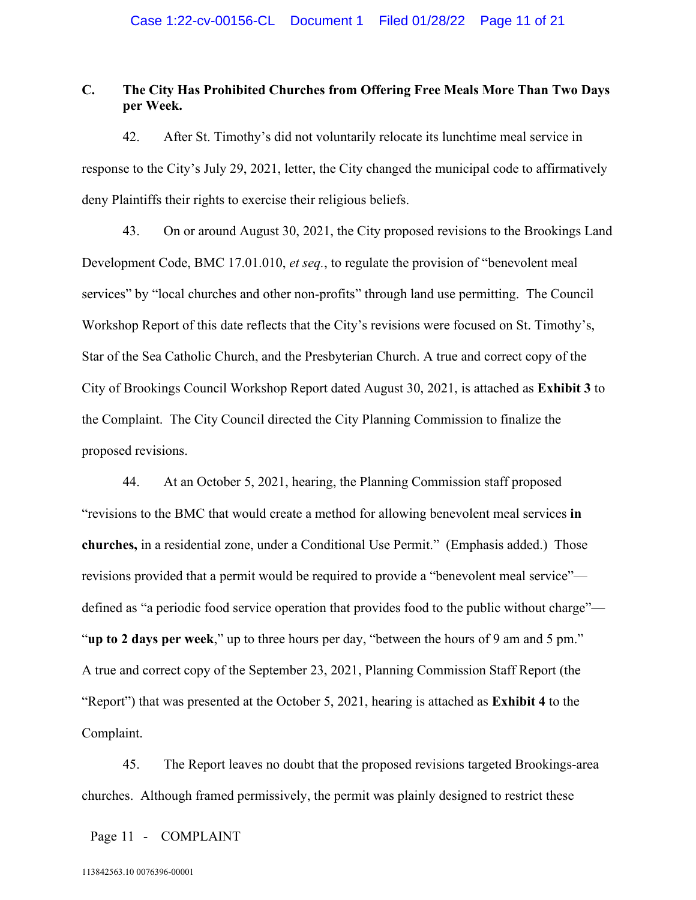### C. The City Has Prohibited Churches from Offering Free Meals More Than Two Days per Week.

42. After St. Timothy's did not voluntarily relocate its lunchtime meal service in response to the City's July 29, 2021, letter, the City changed the municipal code to affirmatively deny Plaintiffs their rights to exercise their religious beliefs.

43. On or around August 30, 2021, the City proposed revisions to the Brookings Land Development Code, BMC 17.01.010, *et seq.*, to regulate the provision of "benevolent meal services" by "local churches and other non-profits" through land use permitting. The Council Workshop Report of this date reflects that the City's revisions were focused on St. Timothy's, Star of the Sea Catholic Church, and the Presbyterian Church. A true and correct copy of the City of Brookings Council Workshop Report dated August 30, 2021, is attached as **Exhibit 3** to the Complaint. The City Council directed the City Planning Commission to finalize the proposed revisions.

44. At an October 5, 2021, hearing, the Planning Commission staff proposed "revisions to the BMC that would create a method for allowing benevolent meal services **in churches,** in a residential zone, under a Conditional Use Permit." (Emphasis added.) Those revisions provided that a permit would be required to provide a "benevolent meal service"—defined as "a periodic food service operation that provides food to the public without charge"—"**up to 2 days per week**," up to three hours per day, "between the hours of 9 am and 5 pm." A true and correct copy of the September 23, 2021, Planning Commission Staff Report (the "Report") that was presented at the October 5, 2021, hearing is attached as **Exhibit 4** to the Complaint.

45. The Report leaves no doubt that the proposed revisions targeted Brookings-area churches. Although framed permissively, the permit was plainly designed to restrict these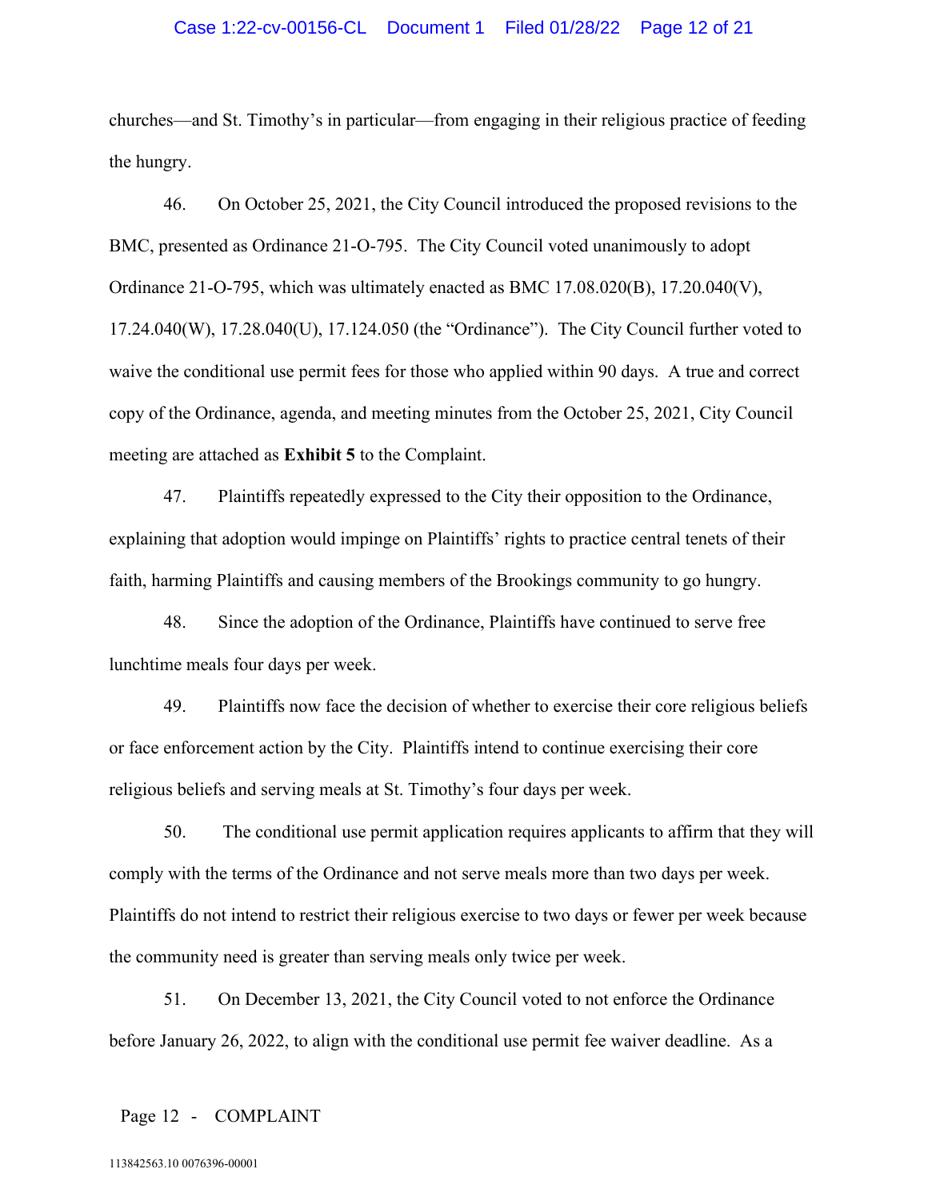churches—and St. Timothy's in particular—from engaging in their religious practice of feeding the hungry.

46. On October 25, 2021, the City Council introduced the proposed revisions to the BMC, presented as Ordinance 21-O-795. The City Council voted unanimously to adopt Ordinance 21-O-795, which was ultimately enacted as BMC 17.08.020(B), 17.20.040(V), 17.24.040(W), 17.28.040(U), 17.124.050 (the "Ordinance"). The City Council further voted to waive the conditional use permit fees for those who applied within 90 days. A true and correct copy of the Ordinance, agenda, and meeting minutes from the October 25, 2021, City Council meeting are attached as **Exhibit 5** to the Complaint.

47. Plaintiffs repeatedly expressed to the City their opposition to the Ordinance, explaining that adoption would impinge on Plaintiffs' rights to practice central tenets of their faith, harming Plaintiffs and causing members of the Brookings community to go hungry.

48. Since the adoption of the Ordinance, Plaintiffs have continued to serve free lunchtime meals four days per week.

49. Plaintiffs now face the decision of whether to exercise their core religious beliefs or face enforcement action by the City. Plaintiffs intend to continue exercising their core religious beliefs and serving meals at St. Timothy's four days per week.

50. The conditional use permit application requires applicants to affirm that they will comply with the terms of the Ordinance and not serve meals more than two days per week. Plaintiffs do not intend to restrict their religious exercise to two days or fewer per week because the community need is greater than serving meals only twice per week.

51. On December 13, 2021, the City Council voted to not enforce the Ordinance before January 26, 2022, to align with the conditional use permit fee waiver deadline. As a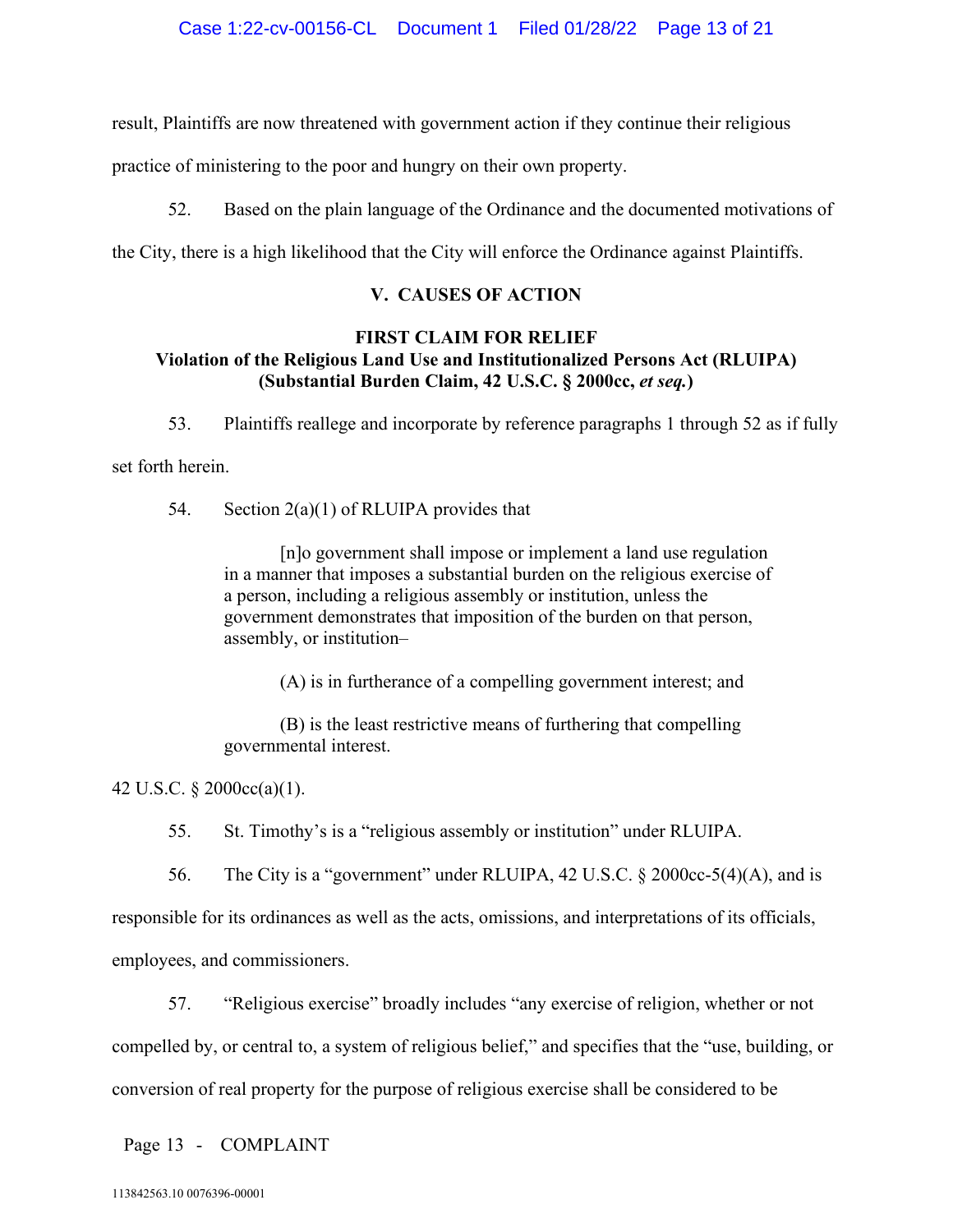result, Plaintiffs are now threatened with government action if they continue their religious practice of ministering to the poor and hungry on their own property.

52. Based on the plain language of the Ordinance and the documented motivations of the City, there is a high likelihood that the City will enforce the Ordinance against Plaintiffs.

## V. CAUSES OF ACTION

### FIRST CLAIM FOR RELIEF
### Violation of the Religious Land Use and Institutionalized Persons Act (RLUIPA) (Substantial Burden Claim, 42 U.S.C. § 2000cc, *et seq.*)

53. Plaintiffs reallege and incorporate by reference paragraphs 1 through 52 as if fully set forth herein.

54. Section 2(a)(1) of RLUIPA provides that

> [n]o government shall impose or implement a land use regulation in a manner that imposes a substantial burden on the religious exercise of a person, including a religious assembly or institution, unless the government demonstrates that imposition of the burden on that person, assembly, or institution–
>
> (A) is in furtherance of a compelling government interest; and
>
> (B) is the least restrictive means of furthering that compelling governmental interest.

42 U.S.C. § 2000cc(a)(1).

55. St. Timothy's is a "religious assembly or institution" under RLUIPA.

56. The City is a "government" under RLUIPA, 42 U.S.C. § 2000cc-5(4)(A), and is responsible for its ordinances as well as the acts, omissions, and interpretations of its officials, employees, and commissioners.

57. "Religious exercise" broadly includes "any exercise of religion, whether or not compelled by, or central to, a system of religious belief," and specifies that the "use, building, or conversion of real property for the purpose of religious exercise shall be considered to be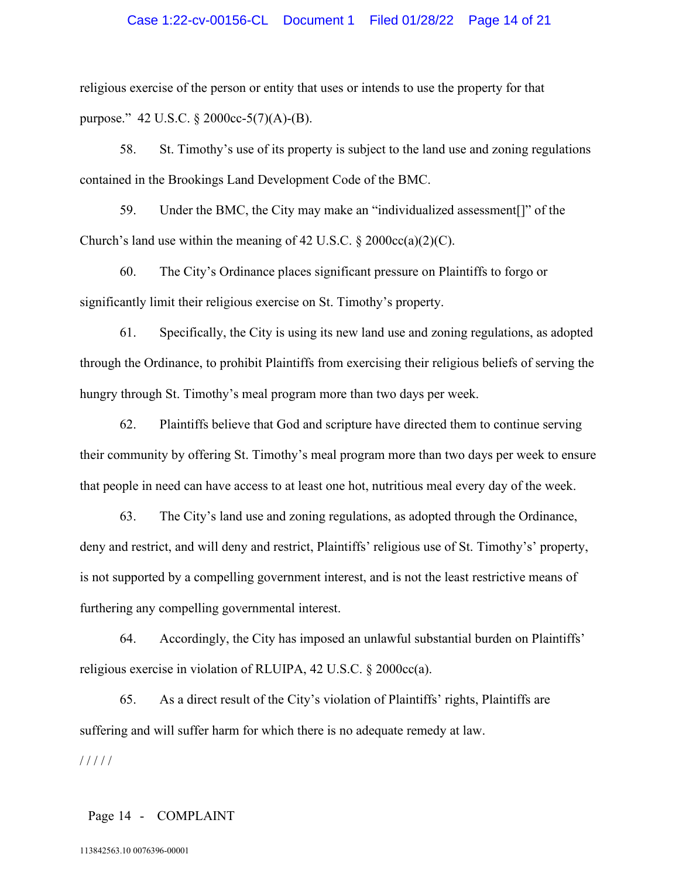religious exercise of the person or entity that uses or intends to use the property for that purpose." 42 U.S.C. § 2000cc-5(7)(A)-(B).

58. St. Timothy's use of its property is subject to the land use and zoning regulations contained in the Brookings Land Development Code of the BMC.

59. Under the BMC, the City may make an "individualized assessment[]" of the Church's land use within the meaning of 42 U.S.C. § 2000cc(a)(2)(C).

60. The City's Ordinance places significant pressure on Plaintiffs to forgo or significantly limit their religious exercise on St. Timothy's property.

61. Specifically, the City is using its new land use and zoning regulations, as adopted through the Ordinance, to prohibit Plaintiffs from exercising their religious beliefs of serving the hungry through St. Timothy's meal program more than two days per week.

62. Plaintiffs believe that God and scripture have directed them to continue serving their community by offering St. Timothy's meal program more than two days per week to ensure that people in need can have access to at least one hot, nutritious meal every day of the week.

63. The City's land use and zoning regulations, as adopted through the Ordinance, deny and restrict, and will deny and restrict, Plaintiffs' religious use of St. Timothy's' property, is not supported by a compelling government interest, and is not the least restrictive means of furthering any compelling governmental interest.

64. Accordingly, the City has imposed an unlawful substantial burden on Plaintiffs' religious exercise in violation of RLUIPA, 42 U.S.C. § 2000cc(a).

65. As a direct result of the City's violation of Plaintiffs' rights, Plaintiffs are suffering and will suffer harm for which there is no adequate remedy at law.

/ / / / /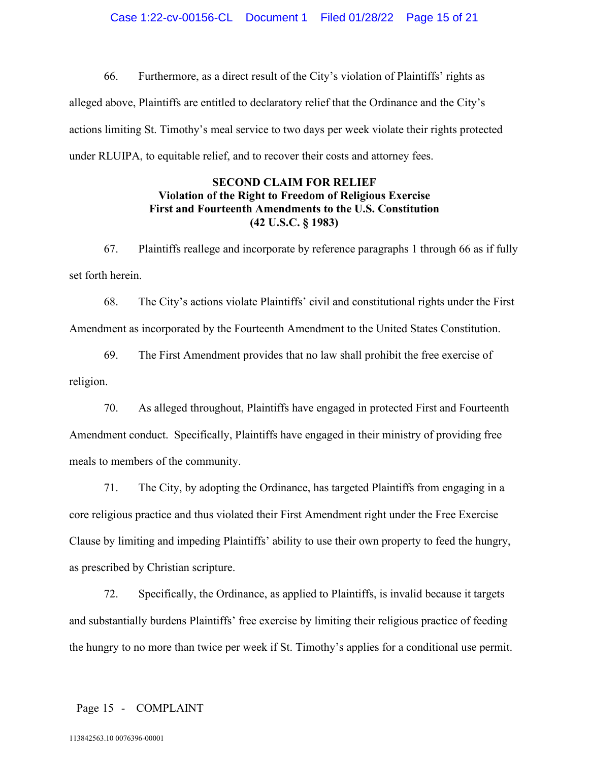66. Furthermore, as a direct result of the City's violation of Plaintiffs' rights as alleged above, Plaintiffs are entitled to declaratory relief that the Ordinance and the City's actions limiting St. Timothy's meal service to two days per week violate their rights protected under RLUIPA, to equitable relief, and to recover their costs and attorney fees.

**SECOND CLAIM FOR RELIEF**
**Violation of the Right to Freedom of Religious Exercise**
**First and Fourteenth Amendments to the U.S. Constitution**
**(42 U.S.C. § 1983)**

67. Plaintiffs reallege and incorporate by reference paragraphs 1 through 66 as if fully set forth herein.

68. The City's actions violate Plaintiffs' civil and constitutional rights under the First Amendment as incorporated by the Fourteenth Amendment to the United States Constitution.

69. The First Amendment provides that no law shall prohibit the free exercise of religion.

70. As alleged throughout, Plaintiffs have engaged in protected First and Fourteenth Amendment conduct. Specifically, Plaintiffs have engaged in their ministry of providing free meals to members of the community.

71. The City, by adopting the Ordinance, has targeted Plaintiffs from engaging in a core religious practice and thus violated their First Amendment right under the Free Exercise Clause by limiting and impeding Plaintiffs' ability to use their own property to feed the hungry, as prescribed by Christian scripture.

72. Specifically, the Ordinance, as applied to Plaintiffs, is invalid because it targets and substantially burdens Plaintiffs' free exercise by limiting their religious practice of feeding the hungry to no more than twice per week if St. Timothy's applies for a conditional use permit.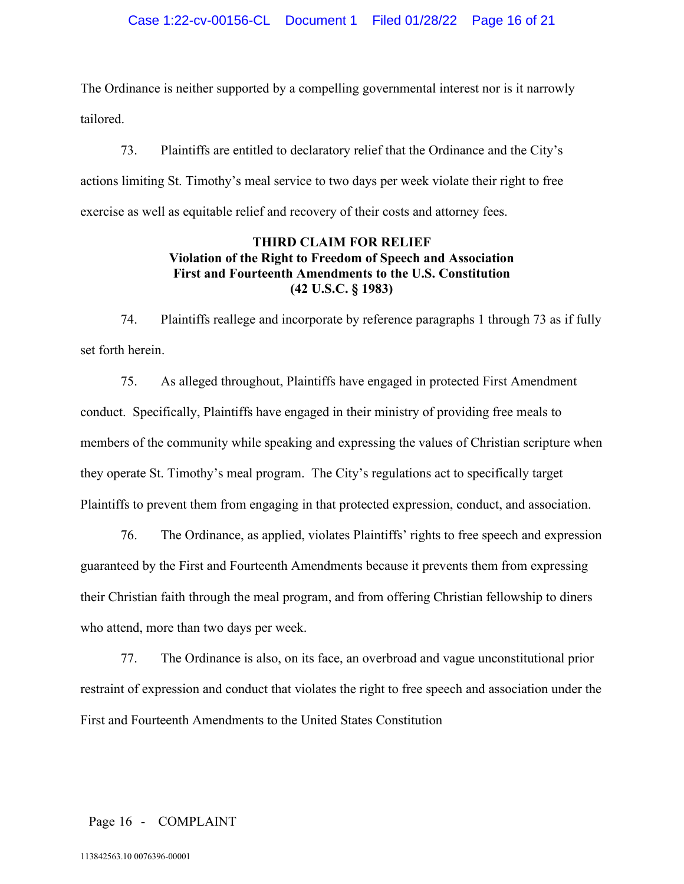The Ordinance is neither supported by a compelling governmental interest nor is it narrowly tailored.

73. Plaintiffs are entitled to declaratory relief that the Ordinance and the City's actions limiting St. Timothy's meal service to two days per week violate their right to free exercise as well as equitable relief and recovery of their costs and attorney fees.

**THIRD CLAIM FOR RELIEF**
**Violation of the Right to Freedom of Speech and Association**
**First and Fourteenth Amendments to the U.S. Constitution**
**(42 U.S.C. § 1983)**

74. Plaintiffs reallege and incorporate by reference paragraphs 1 through 73 as if fully set forth herein.

75. As alleged throughout, Plaintiffs have engaged in protected First Amendment conduct. Specifically, Plaintiffs have engaged in their ministry of providing free meals to members of the community while speaking and expressing the values of Christian scripture when they operate St. Timothy's meal program. The City's regulations act to specifically target Plaintiffs to prevent them from engaging in that protected expression, conduct, and association.

76. The Ordinance, as applied, violates Plaintiffs' rights to free speech and expression guaranteed by the First and Fourteenth Amendments because it prevents them from expressing their Christian faith through the meal program, and from offering Christian fellowship to diners who attend, more than two days per week.

77. The Ordinance is also, on its face, an overbroad and vague unconstitutional prior restraint of expression and conduct that violates the right to free speech and association under the First and Fourteenth Amendments to the United States Constitution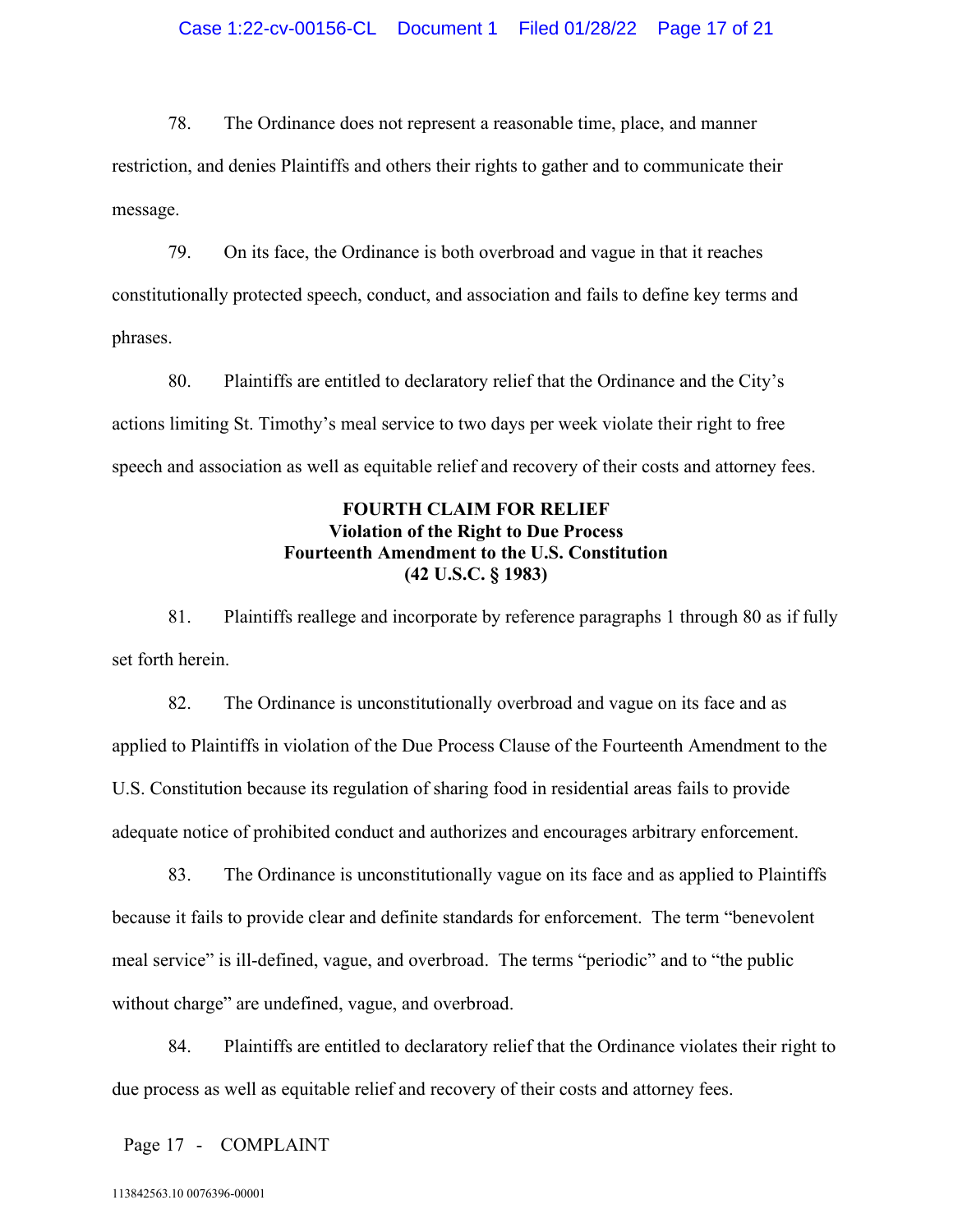78. The Ordinance does not represent a reasonable time, place, and manner restriction, and denies Plaintiffs and others their rights to gather and to communicate their message.

79. On its face, the Ordinance is both overbroad and vague in that it reaches constitutionally protected speech, conduct, and association and fails to define key terms and phrases.

80. Plaintiffs are entitled to declaratory relief that the Ordinance and the City's actions limiting St. Timothy's meal service to two days per week violate their right to free speech and association as well as equitable relief and recovery of their costs and attorney fees.

**FOURTH CLAIM FOR RELIEF**
**Violation of the Right to Due Process**
**Fourteenth Amendment to the U.S. Constitution**
**(42 U.S.C. § 1983)**

81. Plaintiffs reallege and incorporate by reference paragraphs 1 through 80 as if fully set forth herein.

82. The Ordinance is unconstitutionally overbroad and vague on its face and as applied to Plaintiffs in violation of the Due Process Clause of the Fourteenth Amendment to the U.S. Constitution because its regulation of sharing food in residential areas fails to provide adequate notice of prohibited conduct and authorizes and encourages arbitrary enforcement.

83. The Ordinance is unconstitutionally vague on its face and as applied to Plaintiffs because it fails to provide clear and definite standards for enforcement. The term "benevolent meal service" is ill-defined, vague, and overbroad. The terms "periodic" and to "the public without charge" are undefined, vague, and overbroad.

84. Plaintiffs are entitled to declaratory relief that the Ordinance violates their right to due process as well as equitable relief and recovery of their costs and attorney fees.

Page 17 - COMPLAINT

113842563.10 0076396-00001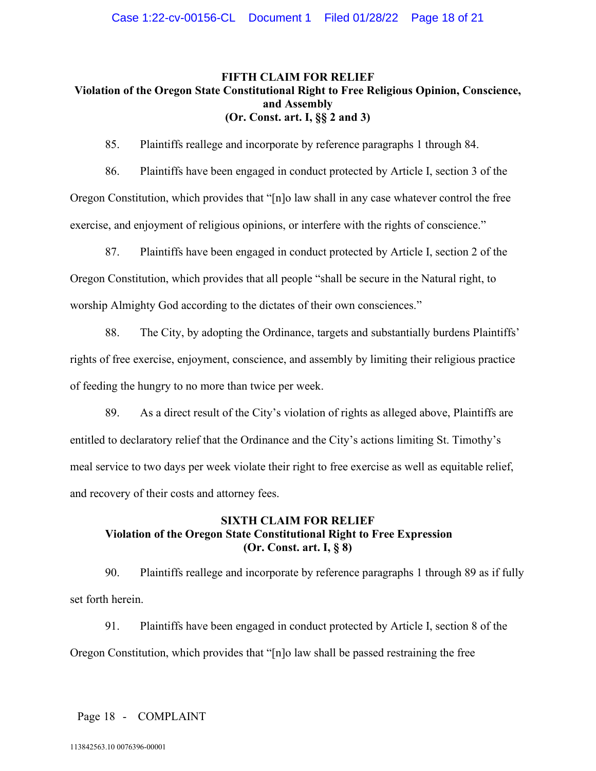**FIFTH CLAIM FOR RELIEF**
**Violation of the Oregon State Constitutional Right to Free Religious Opinion, Conscience, and Assembly**
**(Or. Const. art. I, §§ 2 and 3)**

85. Plaintiffs reallege and incorporate by reference paragraphs 1 through 84.

86. Plaintiffs have been engaged in conduct protected by Article I, section 3 of the Oregon Constitution, which provides that "[n]o law shall in any case whatever control the free exercise, and enjoyment of religious opinions, or interfere with the rights of conscience."

87. Plaintiffs have been engaged in conduct protected by Article I, section 2 of the Oregon Constitution, which provides that all people "shall be secure in the Natural right, to worship Almighty God according to the dictates of their own consciences."

88. The City, by adopting the Ordinance, targets and substantially burdens Plaintiffs' rights of free exercise, enjoyment, conscience, and assembly by limiting their religious practice of feeding the hungry to no more than twice per week.

89. As a direct result of the City's violation of rights as alleged above, Plaintiffs are entitled to declaratory relief that the Ordinance and the City's actions limiting St. Timothy's meal service to two days per week violate their right to free exercise as well as equitable relief, and recovery of their costs and attorney fees.

**SIXTH CLAIM FOR RELIEF**
**Violation of the Oregon State Constitutional Right to Free Expression**
**(Or. Const. art. I, § 8)**

90. Plaintiffs reallege and incorporate by reference paragraphs 1 through 89 as if fully set forth herein.

91. Plaintiffs have been engaged in conduct protected by Article I, section 8 of the Oregon Constitution, which provides that "[n]o law shall be passed restraining the free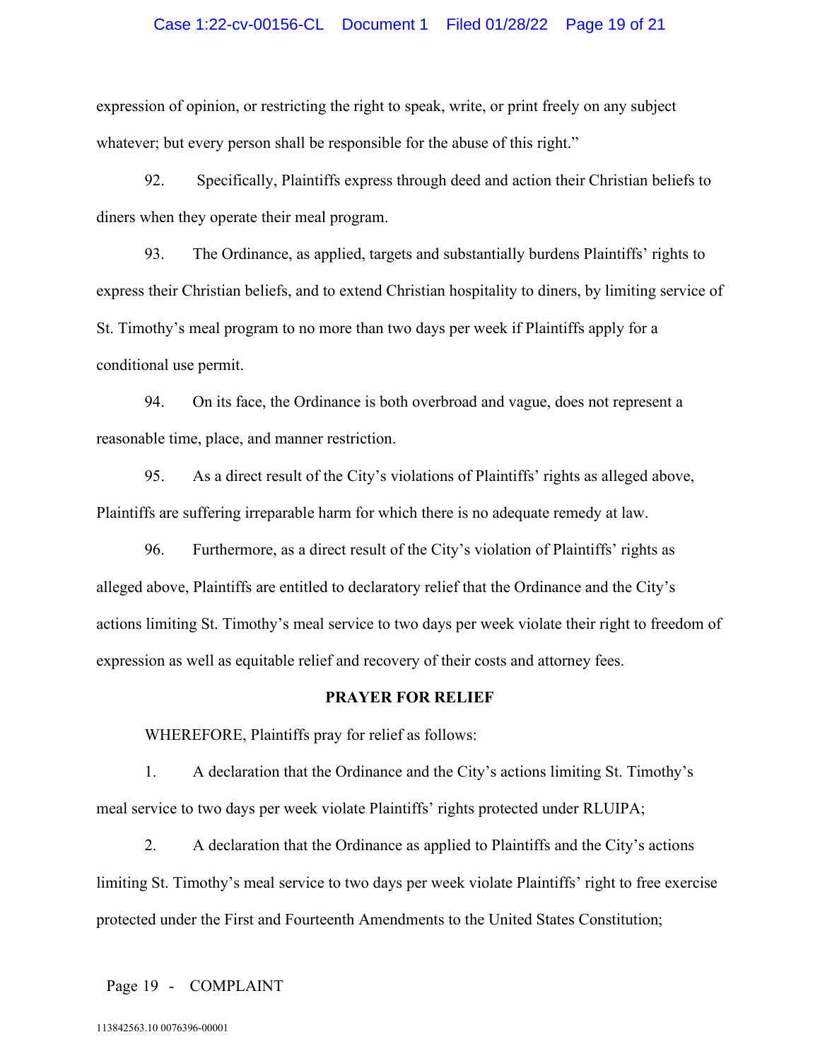expression of opinion, or restricting the right to speak, write, or print freely on any subject whatever; but every person shall be responsible for the abuse of this right."

92. Specifically, Plaintiffs express through deed and action their Christian beliefs to diners when they operate their meal program.

93. The Ordinance, as applied, targets and substantially burdens Plaintiffs' rights to express their Christian beliefs, and to extend Christian hospitality to diners, by limiting service of St. Timothy's meal program to no more than two days per week if Plaintiffs apply for a conditional use permit.

94. On its face, the Ordinance is both overbroad and vague, does not represent a reasonable time, place, and manner restriction.

95. As a direct result of the City's violations of Plaintiffs' rights as alleged above, Plaintiffs are suffering irreparable harm for which there is no adequate remedy at law.

96. Furthermore, as a direct result of the City's violation of Plaintiffs' rights as alleged above, Plaintiffs are entitled to declaratory relief that the Ordinance and the City's actions limiting St. Timothy's meal service to two days per week violate their right to freedom of expression as well as equitable relief and recovery of their costs and attorney fees.

## PRAYER FOR RELIEF

WHEREFORE, Plaintiffs pray for relief as follows:

1. A declaration that the Ordinance and the City's actions limiting St. Timothy's meal service to two days per week violate Plaintiffs' rights protected under RLUIPA;

2. A declaration that the Ordinance as applied to Plaintiffs and the City's actions limiting St. Timothy's meal service to two days per week violate Plaintiffs' right to free exercise protected under the First and Fourteenth Amendments to the United States Constitution;

Page 19 - COMPLAINT

113842563.10 0076396-00001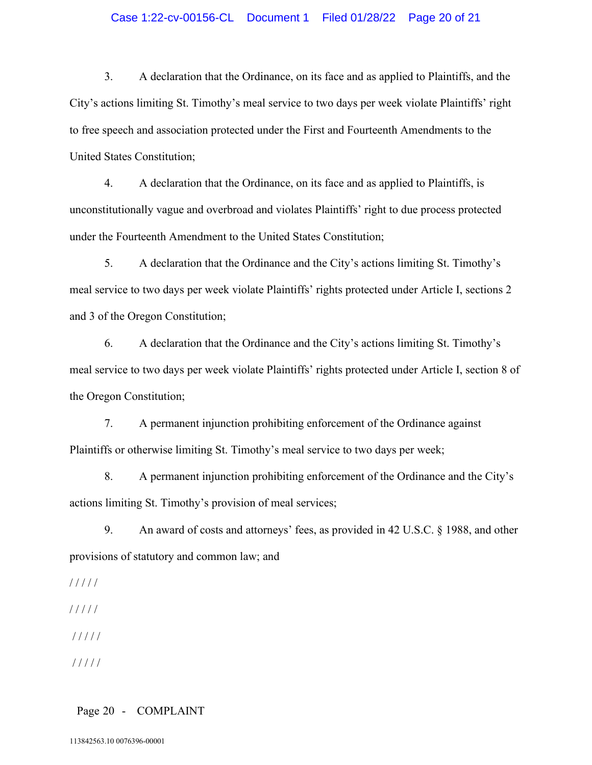3. A declaration that the Ordinance, on its face and as applied to Plaintiffs, and the City's actions limiting St. Timothy's meal service to two days per week violate Plaintiffs' right to free speech and association protected under the First and Fourteenth Amendments to the United States Constitution;

4. A declaration that the Ordinance, on its face and as applied to Plaintiffs, is unconstitutionally vague and overbroad and violates Plaintiffs' right to due process protected under the Fourteenth Amendment to the United States Constitution;

5. A declaration that the Ordinance and the City's actions limiting St. Timothy's meal service to two days per week violate Plaintiffs' rights protected under Article I, sections 2 and 3 of the Oregon Constitution;

6. A declaration that the Ordinance and the City's actions limiting St. Timothy's meal service to two days per week violate Plaintiffs' rights protected under Article I, section 8 of the Oregon Constitution;

7. A permanent injunction prohibiting enforcement of the Ordinance against Plaintiffs or otherwise limiting St. Timothy's meal service to two days per week;

8. A permanent injunction prohibiting enforcement of the Ordinance and the City's actions limiting St. Timothy's provision of meal services;

9. An award of costs and attorneys' fees, as provided in 42 U.S.C. § 1988, and other provisions of statutory and common law; and

/ / / / /

/ / / / /

/ / / / /

/ / / / /

Page 20 - COMPLAINT

113842563.10 0076396-00001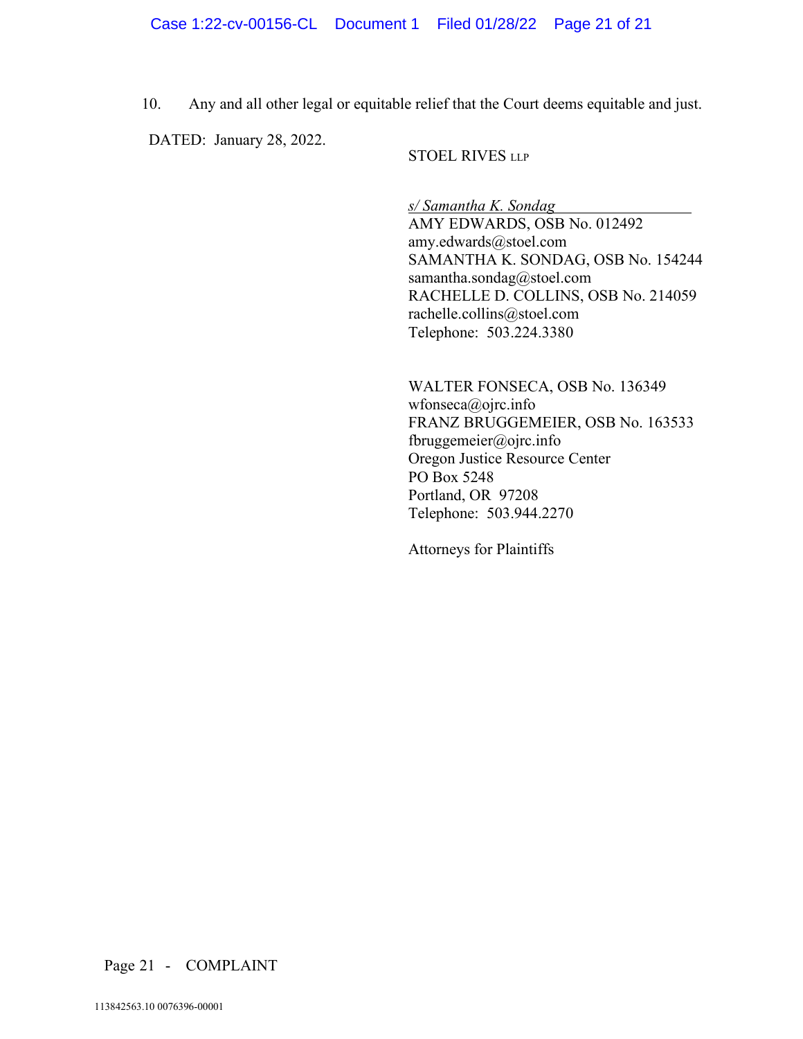10. Any and all other legal or equitable relief that the Court deems equitable and just.

DATED: January 28, 2022.

STOEL RIVES LLP

*s/ Samantha K. Sondag*
AMY EDWARDS, OSB No. 012492
amy.edwards@stoel.com
SAMANTHA K. SONDAG, OSB No. 154244
samantha.sondag@stoel.com
RACHELLE D. COLLINS, OSB No. 214059
rachelle.collins@stoel.com
Telephone: 503.224.3380

WALTER FONSECA, OSB No. 136349
wfonseca@ojrc.info
FRANZ BRUGGEMEIER, OSB No. 163533
fbruggemeier@ojrc.info
Oregon Justice Resource Center
PO Box 5248
Portland, OR 97208
Telephone: 503.944.2270

Attorneys for Plaintiffs

Page 21 - COMPLAINT

113842563.10 0076396-00001